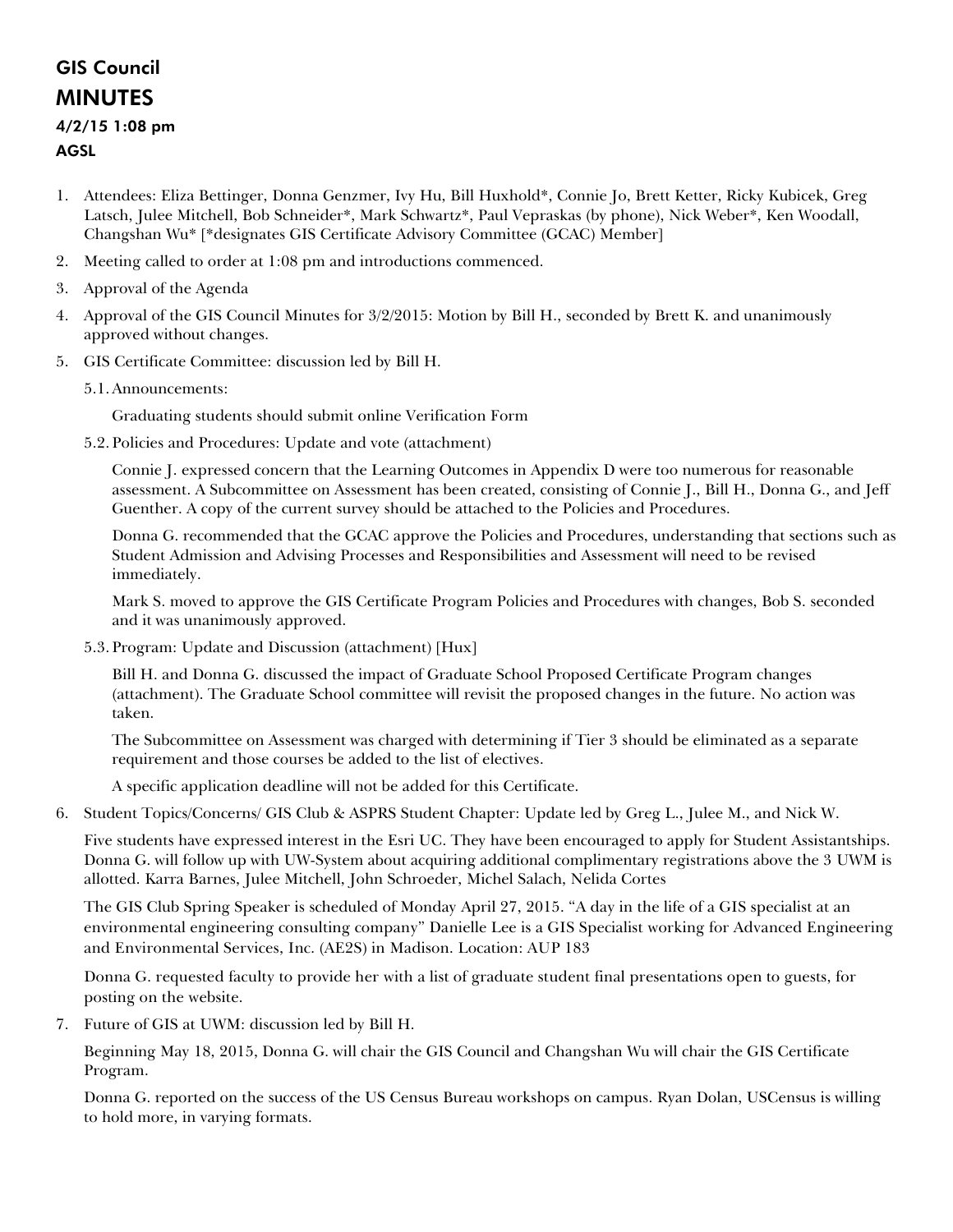# GIS Council
# MINUTES
### 4/2/15 1:08 pm
### AGSL

1. Attendees: Eliza Bettinger, Donna Genzmer, Ivy Hu, Bill Huxhold*, Connie Jo, Brett Ketter, Ricky Kubicek, Greg Latsch, Julee Mitchell, Bob Schneider*, Mark Schwartz*, Paul Vepraskas (by phone), Nick Weber*, Ken Woodall, Changshan Wu* [*designates GIS Certificate Advisory Committee (GCAC) Member]
2. Meeting called to order at 1:08 pm and introductions commenced.
3. Approval of the Agenda
4. Approval of the GIS Council Minutes for 3/2/2015: Motion by Bill H., seconded by Brett K. and unanimously approved without changes.
5. GIS Certificate Committee: discussion led by Bill H.

   5.1. Announcements:

   Graduating students should submit online Verification Form

   5.2. Policies and Procedures: Update and vote (attachment)

   Connie J. expressed concern that the Learning Outcomes in Appendix D were too numerous for reasonable assessment. A Subcommittee on Assessment has been created, consisting of Connie J., Bill H., Donna G., and Jeff Guenther. A copy of the current survey should be attached to the Policies and Procedures.

   Donna G. recommended that the GCAC approve the Policies and Procedures, understanding that sections such as Student Admission and Advising Processes and Responsibilities and Assessment will need to be revised immediately.

   Mark S. moved to approve the GIS Certificate Program Policies and Procedures with changes, Bob S. seconded and it was unanimously approved.

   5.3. Program: Update and Discussion (attachment) [Hux]

   Bill H. and Donna G. discussed the impact of Graduate School Proposed Certificate Program changes (attachment). The Graduate School committee will revisit the proposed changes in the future. No action was taken.

   The Subcommittee on Assessment was charged with determining if Tier 3 should be eliminated as a separate requirement and those courses be added to the list of electives.

   A specific application deadline will not be added for this Certificate.

6. Student Topics/Concerns/ GIS Club & ASPRS Student Chapter: Update led by Greg L., Julee M., and Nick W.

   Five students have expressed interest in the Esri UC. They have been encouraged to apply for Student Assistantships. Donna G. will follow up with UW-System about acquiring additional complimentary registrations above the 3 UWM is allotted. Karra Barnes, Julee Mitchell, John Schroeder, Michel Salach, Nelida Cortes

   The GIS Club Spring Speaker is scheduled of Monday April 27, 2015. "A day in the life of a GIS specialist at an environmental engineering consulting company" Danielle Lee is a GIS Specialist working for Advanced Engineering and Environmental Services, Inc. (AE2S) in Madison. Location: AUP 183

   Donna G. requested faculty to provide her with a list of graduate student final presentations open to guests, for posting on the website.

7. Future of GIS at UWM: discussion led by Bill H.

   Beginning May 18, 2015, Donna G. will chair the GIS Council and Changshan Wu will chair the GIS Certificate Program.

   Donna G. reported on the success of the US Census Bureau workshops on campus. Ryan Dolan, USCensus is willing to hold more, in varying formats.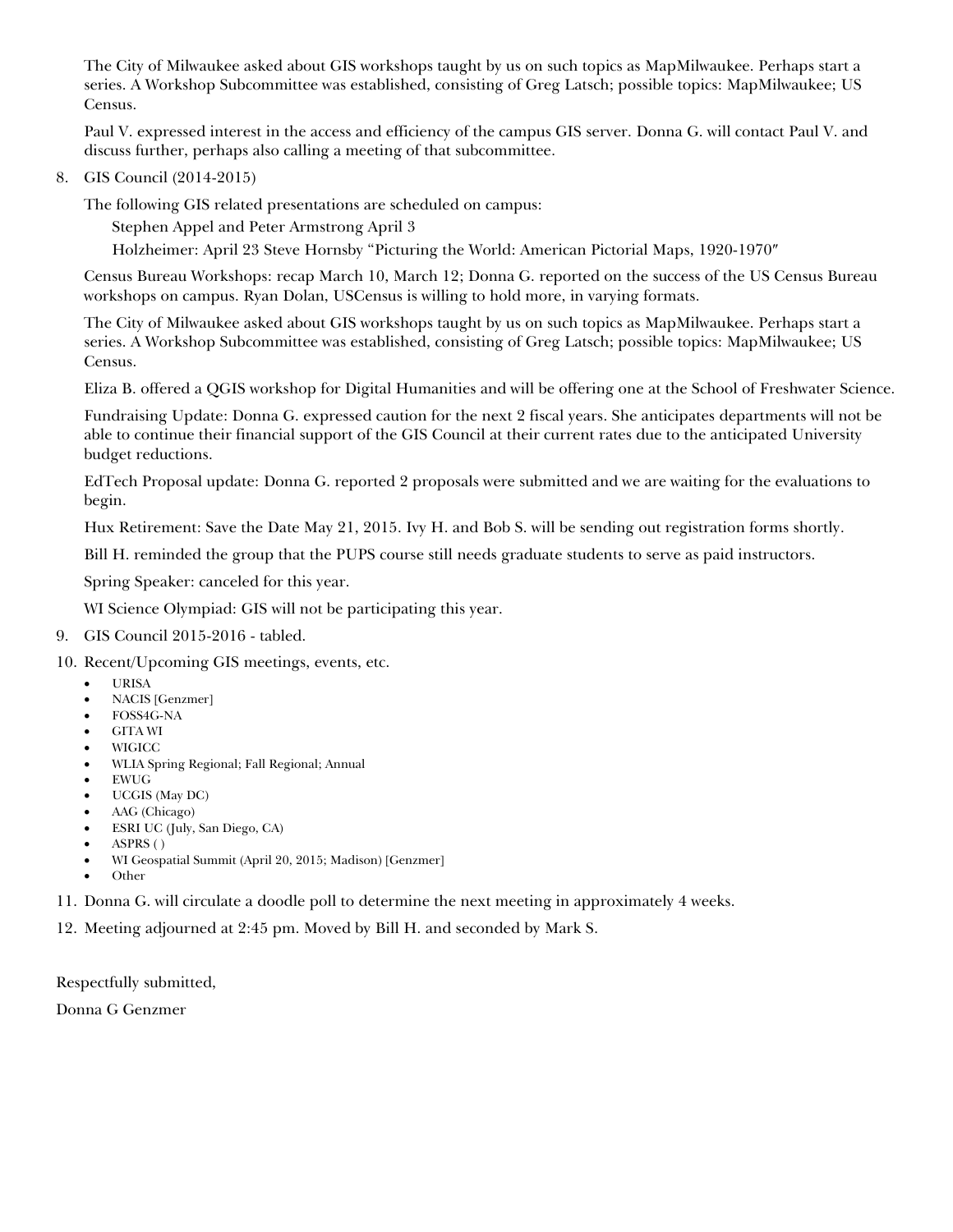The City of Milwaukee asked about GIS workshops taught by us on such topics as MapMilwaukee. Perhaps start a series. A Workshop Subcommittee was established, consisting of Greg Latsch; possible topics: MapMilwaukee; US Census.

Paul V. expressed interest in the access and efficiency of the campus GIS server. Donna G. will contact Paul V. and discuss further, perhaps also calling a meeting of that subcommittee.

8. GIS Council (2014-2015)

   The following GIS related presentations are scheduled on campus:

   Stephen Appel and Peter Armstrong April 3

   Holzheimer: April 23 Steve Hornsby "Picturing the World: American Pictorial Maps, 1920-1970"

   Census Bureau Workshops: recap March 10, March 12; Donna G. reported on the success of the US Census Bureau workshops on campus. Ryan Dolan, USCensus is willing to hold more, in varying formats.

   The City of Milwaukee asked about GIS workshops taught by us on such topics as MapMilwaukee. Perhaps start a series. A Workshop Subcommittee was established, consisting of Greg Latsch; possible topics: MapMilwaukee; US Census.

   Eliza B. offered a QGIS workshop for Digital Humanities and will be offering one at the School of Freshwater Science.

   Fundraising Update: Donna G. expressed caution for the next 2 fiscal years. She anticipates departments will not be able to continue their financial support of the GIS Council at their current rates due to the anticipated University budget reductions.

   EdTech Proposal update: Donna G. reported 2 proposals were submitted and we are waiting for the evaluations to begin.

   Hux Retirement: Save the Date May 21, 2015. Ivy H. and Bob S. will be sending out registration forms shortly.

   Bill H. reminded the group that the PUPS course still needs graduate students to serve as paid instructors.

   Spring Speaker: canceled for this year.

   WI Science Olympiad: GIS will not be participating this year.

9. GIS Council 2015-2016 - tabled.

10. Recent/Upcoming GIS meetings, events, etc.
    - URISA
    - NACIS [Genzmer]
    - FOSS4G-NA
    - GITA WI
    - WIGICC
    - WLIA Spring Regional; Fall Regional; Annual
    - EWUG
    - UCGIS (May DC)
    - AAG (Chicago)
    - ESRI UC (July, San Diego, CA)
    - ASPRS ( )
    - WI Geospatial Summit (April 20, 2015; Madison) [Genzmer]
    - Other

11. Donna G. will circulate a doodle poll to determine the next meeting in approximately 4 weeks.

12. Meeting adjourned at 2:45 pm. Moved by Bill H. and seconded by Mark S.

Respectfully submitted,

Donna G Genzmer